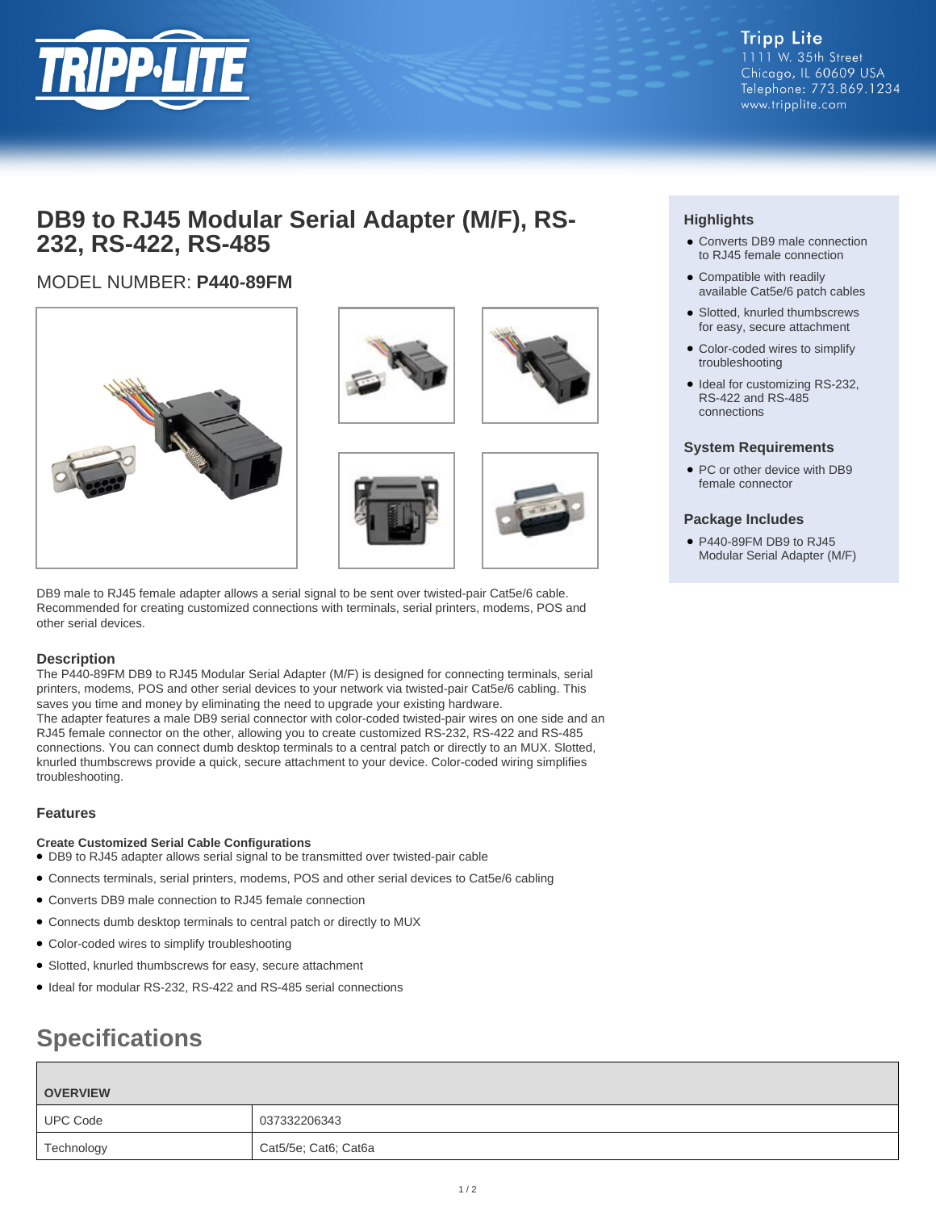Tripp Lite
1111 W. 35th Street
Chicago, IL 60609 USA
Telephone: 773.869.1234
www.tripplite.com

# DB9 to RJ45 Modular Serial Adapter (M/F), RS-232, RS-422, RS-485

MODEL NUMBER: **P440-89FM**

DB9 male to RJ45 female adapter allows a serial signal to be sent over twisted-pair Cat5e/6 cable. Recommended for creating customized connections with terminals, serial printers, modems, POS and other serial devices.

### Description

The P440-89FM DB9 to RJ45 Modular Serial Adapter (M/F) is designed for connecting terminals, serial printers, modems, POS and other serial devices to your network via twisted-pair Cat5e/6 cabling. This saves you time and money by eliminating the need to upgrade your existing hardware.
The adapter features a male DB9 serial connector with color-coded twisted-pair wires on one side and an RJ45 female connector on the other, allowing you to create customized RS-232, RS-422 and RS-485 connections. You can connect dumb desktop terminals to a central patch or directly to an MUX. Slotted, knurled thumbscrews provide a quick, secure attachment to your device. Color-coded wiring simplifies troubleshooting.

### Features

**Create Customized Serial Cable Configurations**

- DB9 to RJ45 adapter allows serial signal to be transmitted over twisted-pair cable
- Connects terminals, serial printers, modems, POS and other serial devices to Cat5e/6 cabling
- Converts DB9 male connection to RJ45 female connection
- Connects dumb desktop terminals to central patch or directly to MUX
- Color-coded wires to simplify troubleshooting
- Slotted, knurled thumbscrews for easy, secure attachment
- Ideal for modular RS-232, RS-422 and RS-485 serial connections

### Highlights

- Converts DB9 male connection to RJ45 female connection
- Compatible with readily available Cat5e/6 patch cables
- Slotted, knurled thumbscrews for easy, secure attachment
- Color-coded wires to simplify troubleshooting
- Ideal for customizing RS-232, RS-422 and RS-485 connections

### System Requirements

- PC or other device with DB9 female connector

### Package Includes

- P440-89FM DB9 to RJ45 Modular Serial Adapter (M/F)

## Specifications

| OVERVIEW | |
|---|---|
| UPC Code | 037332206343 |
| Technology | Cat5/5e; Cat6; Cat6a |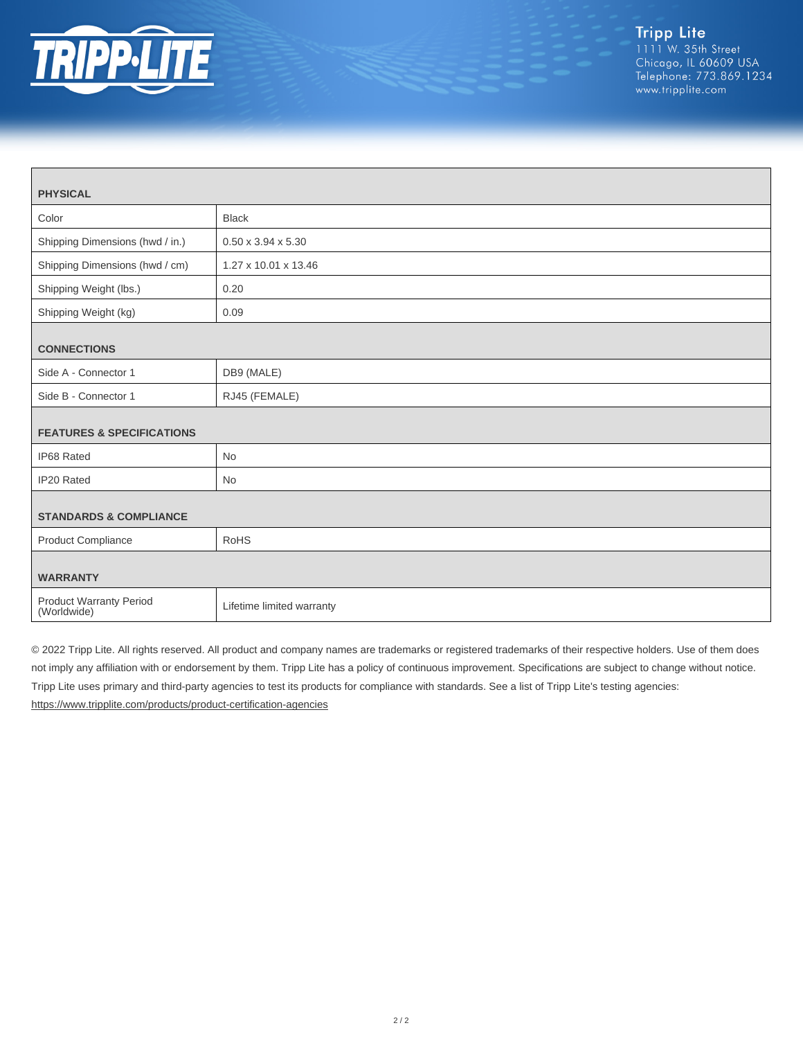| | |
|---|---|
| **PHYSICAL** | |
| Color | Black |
| Shipping Dimensions (hwd / in.) | 0.50 x 3.94 x 5.30 |
| Shipping Dimensions (hwd / cm) | 1.27 x 10.01 x 13.46 |
| Shipping Weight (lbs.) | 0.20 |
| Shipping Weight (kg) | 0.09 |
| **CONNECTIONS** | |
| Side A - Connector 1 | DB9 (MALE) |
| Side B - Connector 1 | RJ45 (FEMALE) |
| **FEATURES & SPECIFICATIONS** | |
| IP68 Rated | No |
| IP20 Rated | No |
| **STANDARDS & COMPLIANCE** | |
| Product Compliance | RoHS |
| **WARRANTY** | |
| Product Warranty Period (Worldwide) | Lifetime limited warranty |

© 2022 Tripp Lite. All rights reserved. All product and company names are trademarks or registered trademarks of their respective holders. Use of them does not imply any affiliation with or endorsement by them. Tripp Lite has a policy of continuous improvement. Specifications are subject to change without notice. Tripp Lite uses primary and third-party agencies to test its products for compliance with standards. See a list of Tripp Lite's testing agencies: https://www.tripplite.com/products/product-certification-agencies